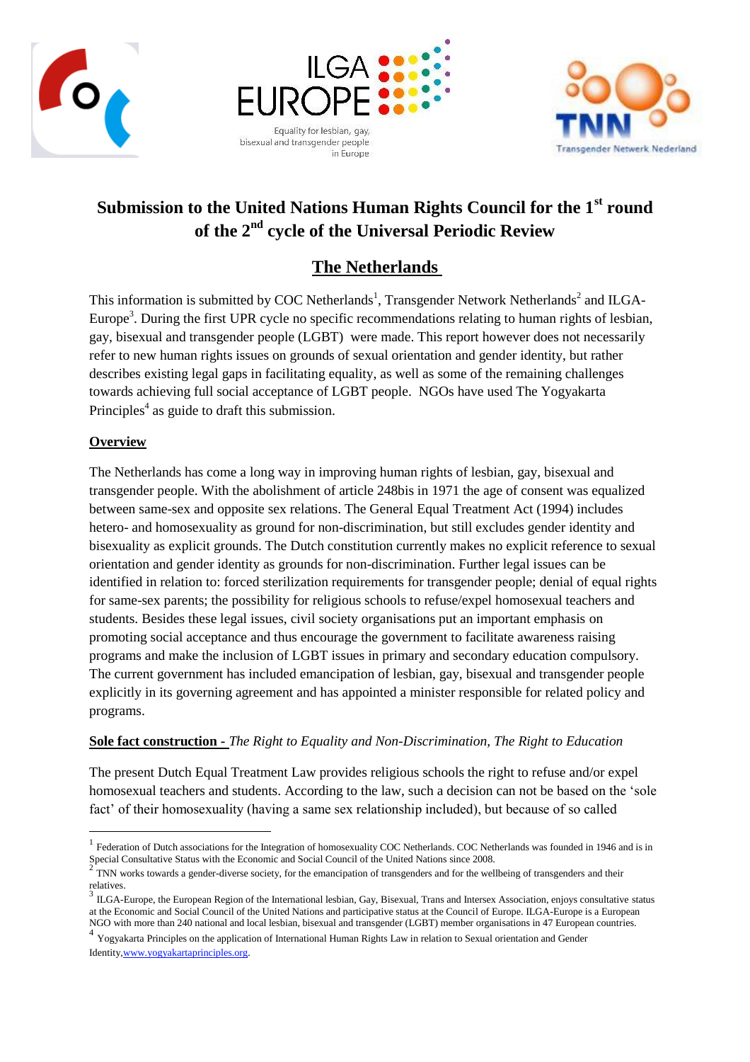# Submission to the United Nations Human Rights Council for the 1st round of the 2nd cycle of the Universal Periodic Review

## The Netherlands

This information is submitted by COC Netherlands[1], Transgender Network Netherlands[2] and ILGA-Europe[3]. During the first UPR cycle no specific recommendations relating to human rights of lesbian, gay, bisexual and transgender people (LGBT) were made. This report however does not necessarily refer to new human rights issues on grounds of sexual orientation and gender identity, but rather describes existing legal gaps in facilitating equality, as well as some of the remaining challenges towards achieving full social acceptance of LGBT people. NGOs have used The Yogyakarta Principles[4] as guide to draft this submission.

### Overview

The Netherlands has come a long way in improving human rights of lesbian, gay, bisexual and transgender people. With the abolishment of article 248bis in 1971 the age of consent was equalized between same-sex and opposite sex relations. The General Equal Treatment Act (1994) includes hetero- and homosexuality as ground for non-discrimination, but still excludes gender identity and bisexuality as explicit grounds. The Dutch constitution currently makes no explicit reference to sexual orientation and gender identity as grounds for non-discrimination. Further legal issues can be identified in relation to: forced sterilization requirements for transgender people; denial of equal rights for same-sex parents; the possibility for religious schools to refuse/expel homosexual teachers and students. Besides these legal issues, civil society organisations put an important emphasis on promoting social acceptance and thus encourage the government to facilitate awareness raising programs and make the inclusion of LGBT issues in primary and secondary education compulsory. The current government has included emancipation of lesbian, gay, bisexual and transgender people explicitly in its governing agreement and has appointed a minister responsible for related policy and programs.

### Sole fact construction - *The Right to Equality and Non-Discrimination, The Right to Education*

The present Dutch Equal Treatment Law provides religious schools the right to refuse and/or expel homosexual teachers and students. According to the law, such a decision can not be based on the 'sole fact' of their homosexuality (having a same sex relationship included), but because of so called

---

[1] Federation of Dutch associations for the Integration of homosexuality COC Netherlands. COC Netherlands was founded in 1946 and is in Special Consultative Status with the Economic and Social Council of the United Nations since 2008.

[2] TNN works towards a gender-diverse society, for the emancipation of transgenders and for the wellbeing of transgenders and their relatives.

[3] ILGA-Europe, the European Region of the International lesbian, Gay, Bisexual, Trans and Intersex Association, enjoys consultative status at the Economic and Social Council of the United Nations and participative status at the Council of Europe. ILGA-Europe is a European NGO with more than 240 national and local lesbian, bisexual and transgender (LGBT) member organisations in 47 European countries.

[4] Yogyakarta Principles on the application of International Human Rights Law in relation to Sexual orientation and Gender Identity, www.yogyakartaprinciples.org.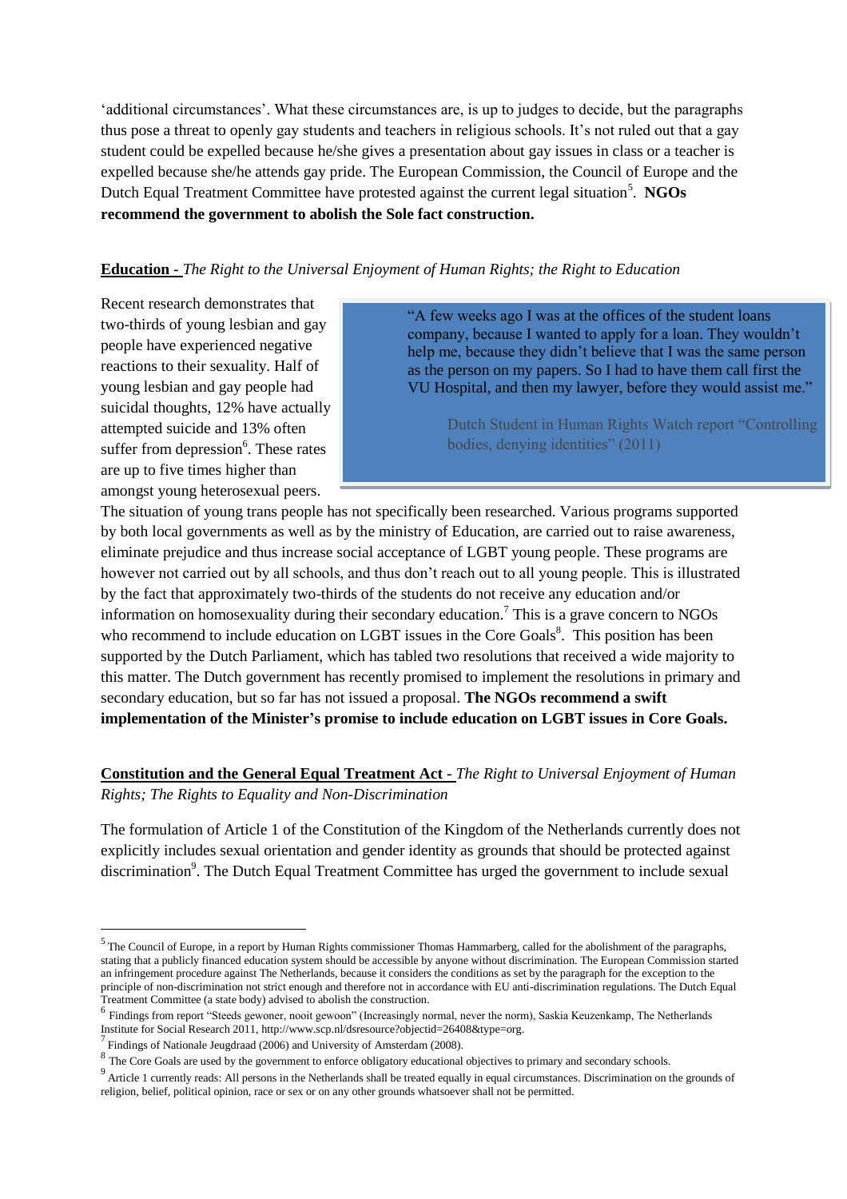'additional circumstances'. What these circumstances are, is up to judges to decide, but the paragraphs thus pose a threat to openly gay students and teachers in religious schools. It's not ruled out that a gay student could be expelled because he/she gives a presentation about gay issues in class or a teacher is expelled because she/he attends gay pride. The European Commission, the Council of Europe and the Dutch Equal Treatment Committee have protested against the current legal situation[5]. **NGOs recommend the government to abolish the Sole fact construction.**

**Education -** *The Right to the Universal Enjoyment of Human Rights; the Right to Education*

> "A few weeks ago I was at the offices of the student loans company, because I wanted to apply for a loan. They wouldn't help me, because they didn't believe that I was the same person as the person on my papers. So I had to have them call first the VU Hospital, and then my lawyer, before they would assist me."
>
> Dutch Student in Human Rights Watch report "Controlling bodies, denying identities" (2011)

Recent research demonstrates that two-thirds of young lesbian and gay people have experienced negative reactions to their sexuality. Half of young lesbian and gay people had suicidal thoughts, 12% have actually attempted suicide and 13% often suffer from depression[6]. These rates are up to five times higher than amongst young heterosexual peers. The situation of young trans people has not specifically been researched. Various programs supported by both local governments as well as by the ministry of Education, are carried out to raise awareness, eliminate prejudice and thus increase social acceptance of LGBT young people. These programs are however not carried out by all schools, and thus don't reach out to all young people. This is illustrated by the fact that approximately two-thirds of the students do not receive any education and/or information on homosexuality during their secondary education.[7] This is a grave concern to NGOs who recommend to include education on LGBT issues in the Core Goals[8]. This position has been supported by the Dutch Parliament, which has tabled two resolutions that received a wide majority to this matter. The Dutch government has recently promised to implement the resolutions in primary and secondary education, but so far has not issued a proposal. **The NGOs recommend a swift implementation of the Minister's promise to include education on LGBT issues in Core Goals.**

**Constitution and the General Equal Treatment Act -** *The Right to Universal Enjoyment of Human Rights; The Rights to Equality and Non-Discrimination*

The formulation of Article 1 of the Constitution of the Kingdom of the Netherlands currently does not explicitly includes sexual orientation and gender identity as grounds that should be protected against discrimination[9]. The Dutch Equal Treatment Committee has urged the government to include sexual

---

[5] The Council of Europe, in a report by Human Rights commissioner Thomas Hammarberg, called for the abolishment of the paragraphs, stating that a publicly financed education system should be accessible by anyone without discrimination. The European Commission started an infringement procedure against The Netherlands, because it considers the conditions as set by the paragraph for the exception to the principle of non-discrimination not strict enough and therefore not in accordance with EU anti-discrimination regulations. The Dutch Equal Treatment Committee (a state body) advised to abolish the construction.

[6] Findings from report "Steeds gewoner, nooit gewoon" (Increasingly normal, never the norm), Saskia Keuzenkamp, The Netherlands Institute for Social Research 2011, http://www.scp.nl/dsresource?objectid=26408&type=org.

[7] Findings of Nationale Jeugdraad (2006) and University of Amsterdam (2008).

[8] The Core Goals are used by the government to enforce obligatory educational objectives to primary and secondary schools.

[9] Article 1 currently reads: All persons in the Netherlands shall be treated equally in equal circumstances. Discrimination on the grounds of religion, belief, political opinion, race or sex or on any other grounds whatsoever shall not be permitted.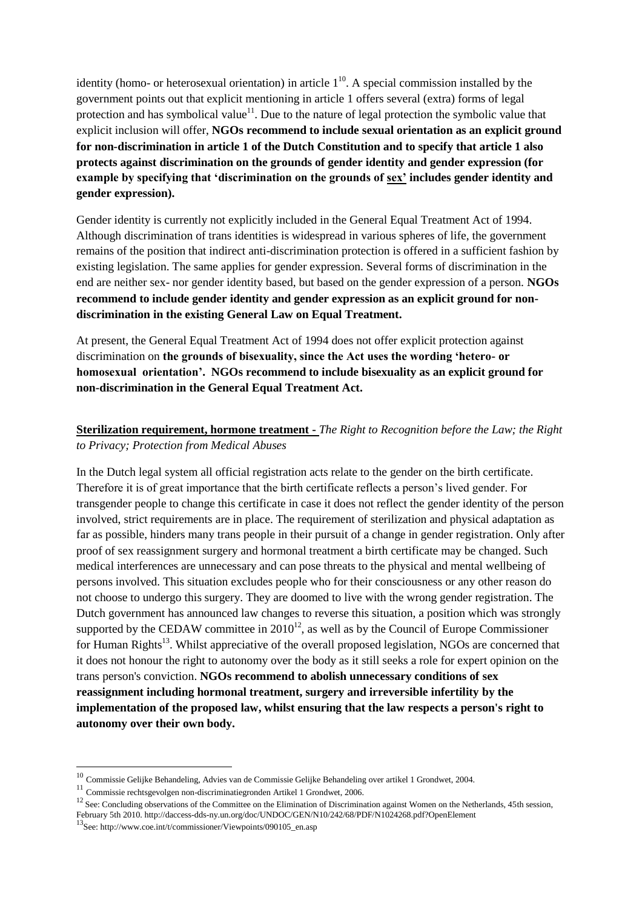identity (homo- or heterosexual orientation) in article 1[10]. A special commission installed by the government points out that explicit mentioning in article 1 offers several (extra) forms of legal protection and has symbolical value[11]. Due to the nature of legal protection the symbolic value that explicit inclusion will offer, **NGOs recommend to include sexual orientation as an explicit ground for non-discrimination in article 1 of the Dutch Constitution and to specify that article 1 also protects against discrimination on the grounds of gender identity and gender expression (for example by specifying that 'discrimination on the grounds of <u>sex</u>' includes gender identity and gender expression).**

Gender identity is currently not explicitly included in the General Equal Treatment Act of 1994. Although discrimination of trans identities is widespread in various spheres of life, the government remains of the position that indirect anti-discrimination protection is offered in a sufficient fashion by existing legislation. The same applies for gender expression. Several forms of discrimination in the end are neither sex- nor gender identity based, but based on the gender expression of a person. **NGOs recommend to include gender identity and gender expression as an explicit ground for non-discrimination in the existing General Law on Equal Treatment.**

At present, the General Equal Treatment Act of 1994 does not offer explicit protection against discrimination on **the grounds of bisexuality, since the Act uses the wording 'hetero- or homosexual orientation'. NGOs recommend to include bisexuality as an explicit ground for non-discrimination in the General Equal Treatment Act.**

**<u>Sterilization requirement, hormone treatment -</u>** *The Right to Recognition before the Law; the Right to Privacy; Protection from Medical Abuses*

In the Dutch legal system all official registration acts relate to the gender on the birth certificate. Therefore it is of great importance that the birth certificate reflects a person's lived gender. For transgender people to change this certificate in case it does not reflect the gender identity of the person involved, strict requirements are in place. The requirement of sterilization and physical adaptation as far as possible, hinders many trans people in their pursuit of a change in gender registration. Only after proof of sex reassignment surgery and hormonal treatment a birth certificate may be changed. Such medical interferences are unnecessary and can pose threats to the physical and mental wellbeing of persons involved. This situation excludes people who for their consciousness or any other reason do not choose to undergo this surgery. They are doomed to live with the wrong gender registration. The Dutch government has announced law changes to reverse this situation, a position which was strongly supported by the CEDAW committee in 2010[12], as well as by the Council of Europe Commissioner for Human Rights[13]. Whilst appreciative of the overall proposed legislation, NGOs are concerned that it does not honour the right to autonomy over the body as it still seeks a role for expert opinion on the trans person's conviction. **NGOs recommend to abolish unnecessary conditions of sex reassignment including hormonal treatment, surgery and irreversible infertility by the implementation of the proposed law, whilst ensuring that the law respects a person's right to autonomy over their own body.**

---

[10] Commissie Gelijke Behandeling, Advies van de Commissie Gelijke Behandeling over artikel 1 Grondwet, 2004.

[11] Commissie rechtsgevolgen non-discriminatiegronden Artikel 1 Grondwet, 2006.

[12] See: Concluding observations of the Committee on the Elimination of Discrimination against Women on the Netherlands, 45th session, February 5th 2010. http://daccess-dds-ny.un.org/doc/UNDOC/GEN/N10/242/68/PDF/N1024268.pdf?OpenElement

[13] See: http://www.coe.int/t/commissioner/Viewpoints/090105_en.asp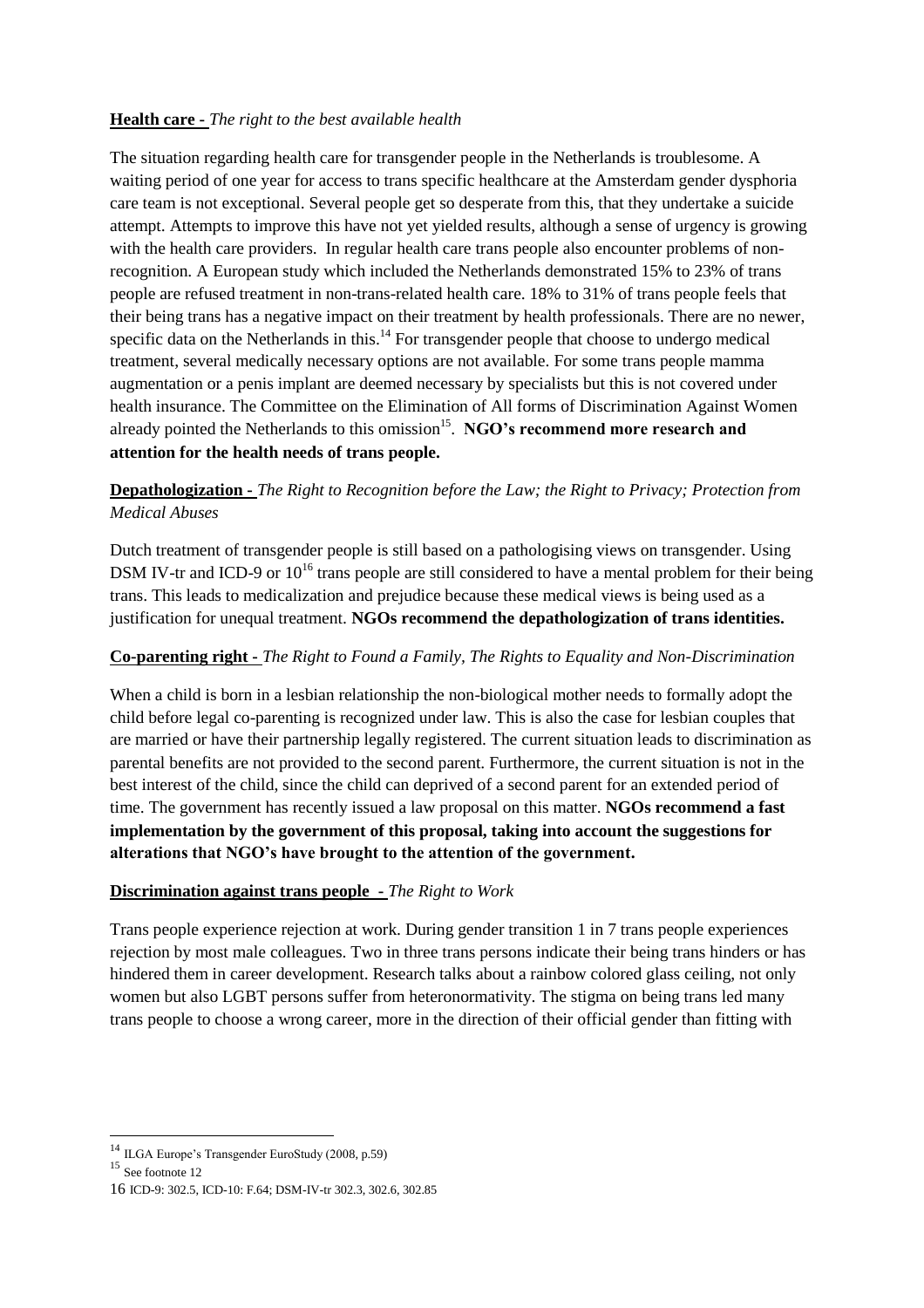**Health care** - *The right to the best available health*

The situation regarding health care for transgender people in the Netherlands is troublesome. A waiting period of one year for access to trans specific healthcare at the Amsterdam gender dysphoria care team is not exceptional. Several people get so desperate from this, that they undertake a suicide attempt. Attempts to improve this have not yet yielded results, although a sense of urgency is growing with the health care providers. In regular health care trans people also encounter problems of non-recognition. A European study which included the Netherlands demonstrated 15% to 23% of trans people are refused treatment in non-trans-related health care. 18% to 31% of trans people feels that their being trans has a negative impact on their treatment by health professionals. There are no newer, specific data on the Netherlands in this.[14] For transgender people that choose to undergo medical treatment, several medically necessary options are not available. For some trans people mamma augmentation or a penis implant are deemed necessary by specialists but this is not covered under health insurance. The Committee on the Elimination of All forms of Discrimination Against Women already pointed the Netherlands to this omission[15]. **NGO's recommend more research and attention for the health needs of trans people.**

**Depathologization** - *The Right to Recognition before the Law; the Right to Privacy; Protection from Medical Abuses*

Dutch treatment of transgender people is still based on a pathologising views on transgender. Using DSM IV-tr and ICD-9 or 10[16] trans people are still considered to have a mental problem for their being trans. This leads to medicalization and prejudice because these medical views is being used as a justification for unequal treatment. **NGOs recommend the depathologization of trans identities.**

**Co-parenting right** - *The Right to Found a Family, The Rights to Equality and Non-Discrimination*

When a child is born in a lesbian relationship the non-biological mother needs to formally adopt the child before legal co-parenting is recognized under law. This is also the case for lesbian couples that are married or have their partnership legally registered. The current situation leads to discrimination as parental benefits are not provided to the second parent. Furthermore, the current situation is not in the best interest of the child, since the child can deprived of a second parent for an extended period of time. The government has recently issued a law proposal on this matter. **NGOs recommend a fast implementation by the government of this proposal, taking into account the suggestions for alterations that NGO's have brought to the attention of the government.**

**Discrimination against trans people** - *The Right to Work*

Trans people experience rejection at work. During gender transition 1 in 7 trans people experiences rejection by most male colleagues. Two in three trans persons indicate their being trans hinders or has hindered them in career development. Research talks about a rainbow colored glass ceiling, not only women but also LGBT persons suffer from heteronormativity. The stigma on being trans led many trans people to choose a wrong career, more in the direction of their official gender than fitting with

---

[14] ILGA Europe's Transgender EuroStudy (2008, p.59)

[15] See footnote 12

[16] ICD-9: 302.5, ICD-10: F.64; DSM-IV-tr 302.3, 302.6, 302.85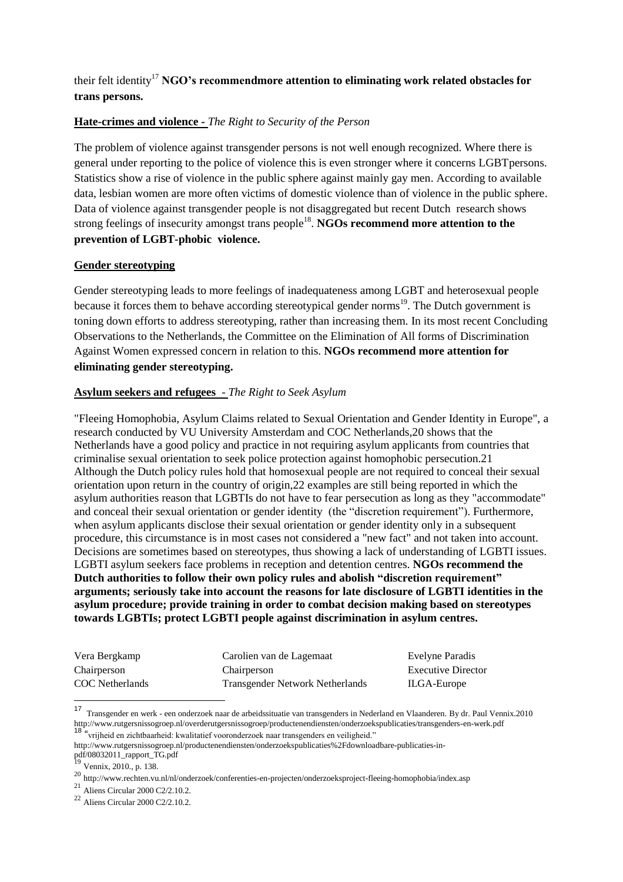their felt identity[17] **NGO's recommendmore attention to eliminating work related obstacles for trans persons.**

**Hate-crimes and violence -** *The Right to Security of the Person*

The problem of violence against transgender persons is not well enough recognized. Where there is general under reporting to the police of violence this is even stronger where it concerns LGBTpersons. Statistics show a rise of violence in the public sphere against mainly gay men. According to available data, lesbian women are more often victims of domestic violence than of violence in the public sphere. Data of violence against transgender people is not disaggregated but recent Dutch research shows strong feelings of insecurity amongst trans people[18]. **NGOs recommend more attention to the prevention of LGBT-phobic violence.**

**Gender stereotyping**

Gender stereotyping leads to more feelings of inadequateness among LGBT and heterosexual people because it forces them to behave according stereotypical gender norms[19]. The Dutch government is toning down efforts to address stereotyping, rather than increasing them. In its most recent Concluding Observations to the Netherlands, the Committee on the Elimination of All forms of Discrimination Against Women expressed concern in relation to this. **NGOs recommend more attention for eliminating gender stereotyping.**

**Asylum seekers and refugees** - *The Right to Seek Asylum*

"Fleeing Homophobia, Asylum Claims related to Sexual Orientation and Gender Identity in Europe", a research conducted by VU University Amsterdam and COC Netherlands,20 shows that the Netherlands have a good policy and practice in not requiring asylum applicants from countries that criminalise sexual orientation to seek police protection against homophobic persecution.21 Although the Dutch policy rules hold that homosexual people are not required to conceal their sexual orientation upon return in the country of origin,22 examples are still being reported in which the asylum authorities reason that LGBTIs do not have to fear persecution as long as they "accommodate" and conceal their sexual orientation or gender identity (the "discretion requirement"). Furthermore, when asylum applicants disclose their sexual orientation or gender identity only in a subsequent procedure, this circumstance is in most cases not considered a "new fact" and not taken into account. Decisions are sometimes based on stereotypes, thus showing a lack of understanding of LGBTI issues. LGBTI asylum seekers face problems in reception and detention centres. **NGOs recommend the Dutch authorities to follow their own policy rules and abolish "discretion requirement" arguments; seriously take into account the reasons for late disclosure of LGBTI identities in the asylum procedure; provide training in order to combat decision making based on stereotypes towards LGBTIs; protect LGBTI people against discrimination in asylum centres.**

| | | |
|---|---|---|
| Vera Bergkamp | Carolien van de Lagemaat | Evelyne Paradis |
| Chairperson | Chairperson | Executive Director |
| COC Netherlands | Transgender Network Netherlands | ILGA-Europe |

---

[17] Transgender en werk - een onderzoek naar de arbeidssituatie van transgenders in Nederland en Vlaanderen. By dr. Paul Vennix.2010 http://www.rutgersnissogroep.nl/overderutgersnissogroep/productenendiensten/onderzoekspublicaties/transgenders-en-werk.pdf

[18] "vrijheid en zichtbaarheid: kwalitatief vooronderzoek naar transgenders en veiligheid." http://www.rutgersnissogroep.nl/productenendiensten/onderzoekspublicaties%2Fdownloadbare-publicaties-in-pdf/08032011_rapport_TG.pdf

[19] Vennix, 2010., p. 138.

[20] http://www.rechten.vu.nl/nl/onderzoek/conferenties-en-projecten/onderzoeksproject-fleeing-homophobia/index.asp

[21] Aliens Circular 2000 C2/2.10.2.

[22] Aliens Circular 2000 C2/2.10.2.